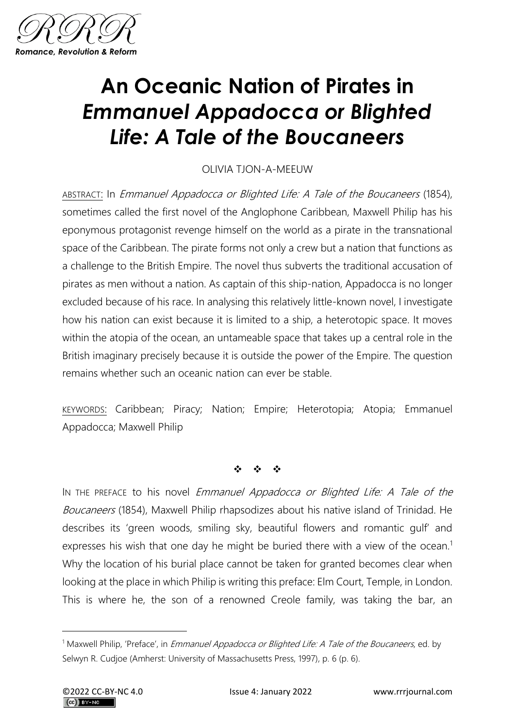# An Oceanic Nation of Pirates in *Emmanuel Appadocca or Blighted Life: A Tale of the Boucaneers*

OLIVIA TJON-A-MEEUW

ABSTRACT: In *Emmanuel Appadocca or Blighted Life: A Tale of the Boucaneers* (1854), sometimes called the first novel of the Anglophone Caribbean, Maxwell Philip has his eponymous protagonist revenge himself on the world as a pirate in the transnational space of the Caribbean. The pirate forms not only a crew but a nation that functions as a challenge to the British Empire. The novel thus subverts the traditional accusation of pirates as men without a nation. As captain of this ship-nation, Appadocca is no longer excluded because of his race. In analysing this relatively little-known novel, I investigate how his nation can exist because it is limited to a ship, a heterotopic space. It moves within the atopia of the ocean, an untameable space that takes up a central role in the British imaginary precisely because it is outside the power of the Empire. The question remains whether such an oceanic nation can ever be stable.

KEYWORDS: Caribbean; Piracy; Nation; Empire; Heterotopia; Atopia; Emmanuel Appadocca; Maxwell Philip

❖ ❖ ❖

IN THE PREFACE to his novel *Emmanuel Appadocca or Blighted Life: A Tale of the Boucaneers* (1854), Maxwell Philip rhapsodizes about his native island of Trinidad. He describes its 'green woods, smiling sky, beautiful flowers and romantic gulf' and expresses his wish that one day he might be buried there with a view of the ocean.[1] Why the location of his burial place cannot be taken for granted becomes clear when looking at the place in which Philip is writing this preface: Elm Court, Temple, in London. This is where he, the son of a renowned Creole family, was taking the bar, an

[1] Maxwell Philip, 'Preface', in *Emmanuel Appadocca or Blighted Life: A Tale of the Boucaneers*, ed. by Selwyn R. Cudjoe (Amherst: University of Massachusetts Press, 1997), p. 6 (p. 6).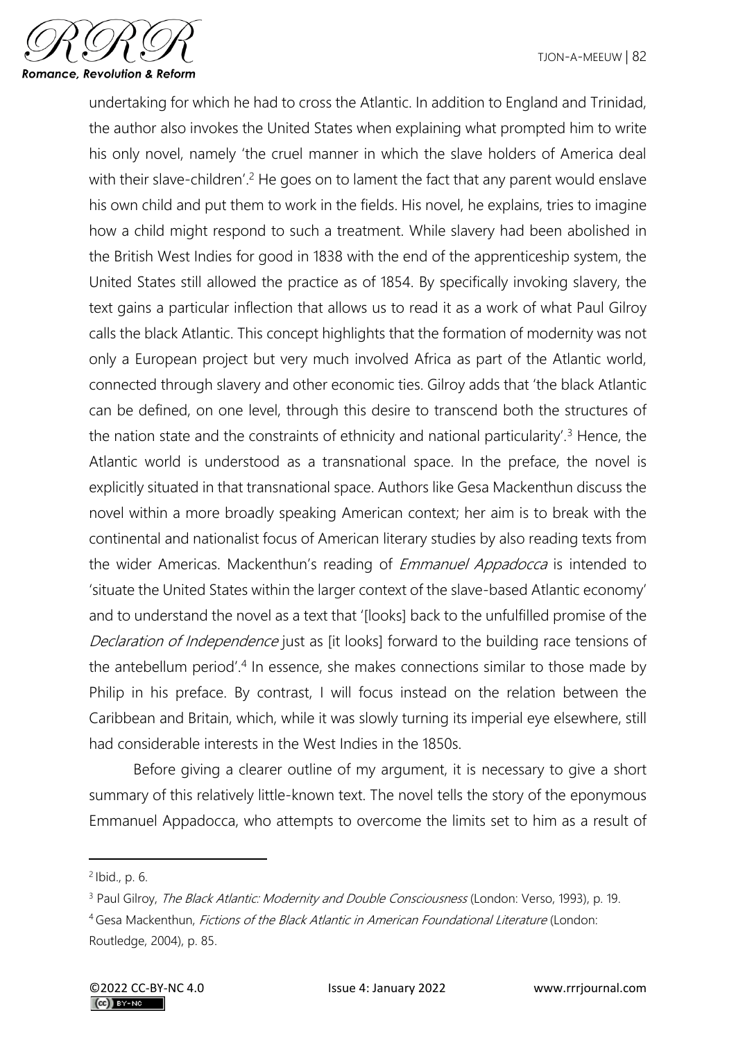undertaking for which he had to cross the Atlantic. In addition to England and Trinidad, the author also invokes the United States when explaining what prompted him to write his only novel, namely 'the cruel manner in which the slave holders of America deal with their slave-children'.[2] He goes on to lament the fact that any parent would enslave his own child and put them to work in the fields. His novel, he explains, tries to imagine how a child might respond to such a treatment. While slavery had been abolished in the British West Indies for good in 1838 with the end of the apprenticeship system, the United States still allowed the practice as of 1854. By specifically invoking slavery, the text gains a particular inflection that allows us to read it as a work of what Paul Gilroy calls the black Atlantic. This concept highlights that the formation of modernity was not only a European project but very much involved Africa as part of the Atlantic world, connected through slavery and other economic ties. Gilroy adds that 'the black Atlantic can be defined, on one level, through this desire to transcend both the structures of the nation state and the constraints of ethnicity and national particularity'.[3] Hence, the Atlantic world is understood as a transnational space. In the preface, the novel is explicitly situated in that transnational space. Authors like Gesa Mackenthun discuss the novel within a more broadly speaking American context; her aim is to break with the continental and nationalist focus of American literary studies by also reading texts from the wider Americas. Mackenthun's reading of *Emmanuel Appadocca* is intended to 'situate the United States within the larger context of the slave-based Atlantic economy' and to understand the novel as a text that '[looks] back to the unfulfilled promise of the *Declaration of Independence* just as [it looks] forward to the building race tensions of the antebellum period'.[4] In essence, she makes connections similar to those made by Philip in his preface. By contrast, I will focus instead on the relation between the Caribbean and Britain, which, while it was slowly turning its imperial eye elsewhere, still had considerable interests in the West Indies in the 1850s.

Before giving a clearer outline of my argument, it is necessary to give a short summary of this relatively little-known text. The novel tells the story of the eponymous Emmanuel Appadocca, who attempts to overcome the limits set to him as a result of

---

[2] Ibid., p. 6.

[3] Paul Gilroy, *The Black Atlantic: Modernity and Double Consciousness* (London: Verso, 1993), p. 19.

[4] Gesa Mackenthun, *Fictions of the Black Atlantic in American Foundational Literature* (London: Routledge, 2004), p. 85.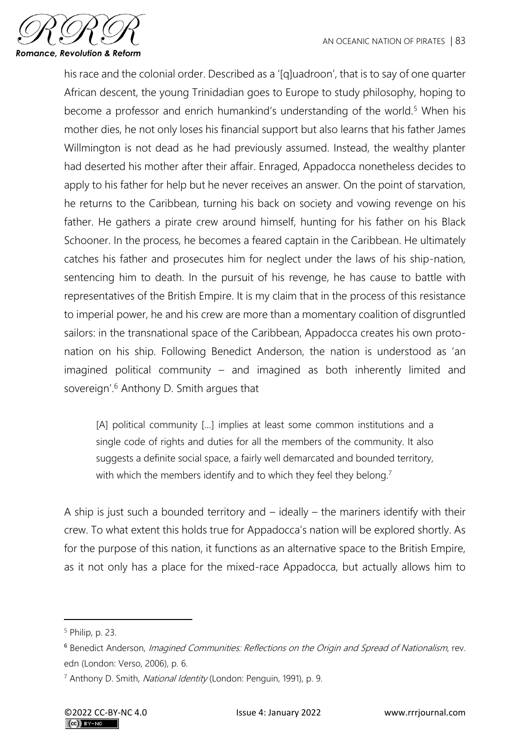his race and the colonial order. Described as a '[q]uadroon', that is to say of one quarter African descent, the young Trinidadian goes to Europe to study philosophy, hoping to become a professor and enrich humankind's understanding of the world.[5] When his mother dies, he not only loses his financial support but also learns that his father James Willmington is not dead as he had previously assumed. Instead, the wealthy planter had deserted his mother after their affair. Enraged, Appadocca nonetheless decides to apply to his father for help but he never receives an answer. On the point of starvation, he returns to the Caribbean, turning his back on society and vowing revenge on his father. He gathers a pirate crew around himself, hunting for his father on his Black Schooner. In the process, he becomes a feared captain in the Caribbean. He ultimately catches his father and prosecutes him for neglect under the laws of his ship-nation, sentencing him to death. In the pursuit of his revenge, he has cause to battle with representatives of the British Empire. It is my claim that in the process of this resistance to imperial power, he and his crew are more than a momentary coalition of disgruntled sailors: in the transnational space of the Caribbean, Appadocca creates his own proto-nation on his ship. Following Benedict Anderson, the nation is understood as 'an imagined political community – and imagined as both inherently limited and sovereign'.[6] Anthony D. Smith argues that

> [A] political community [...] implies at least some common institutions and a single code of rights and duties for all the members of the community. It also suggests a definite social space, a fairly well demarcated and bounded territory, with which the members identify and to which they feel they belong.[7]

A ship is just such a bounded territory and – ideally – the mariners identify with their crew. To what extent this holds true for Appadocca's nation will be explored shortly. As for the purpose of this nation, it functions as an alternative space to the British Empire, as it not only has a place for the mixed-race Appadocca, but actually allows him to

---

[5] Philip, p. 23.

[6] Benedict Anderson, *Imagined Communities: Reflections on the Origin and Spread of Nationalism*, rev. edn (London: Verso, 2006), p. 6.

[7] Anthony D. Smith, *National Identity* (London: Penguin, 1991), p. 9.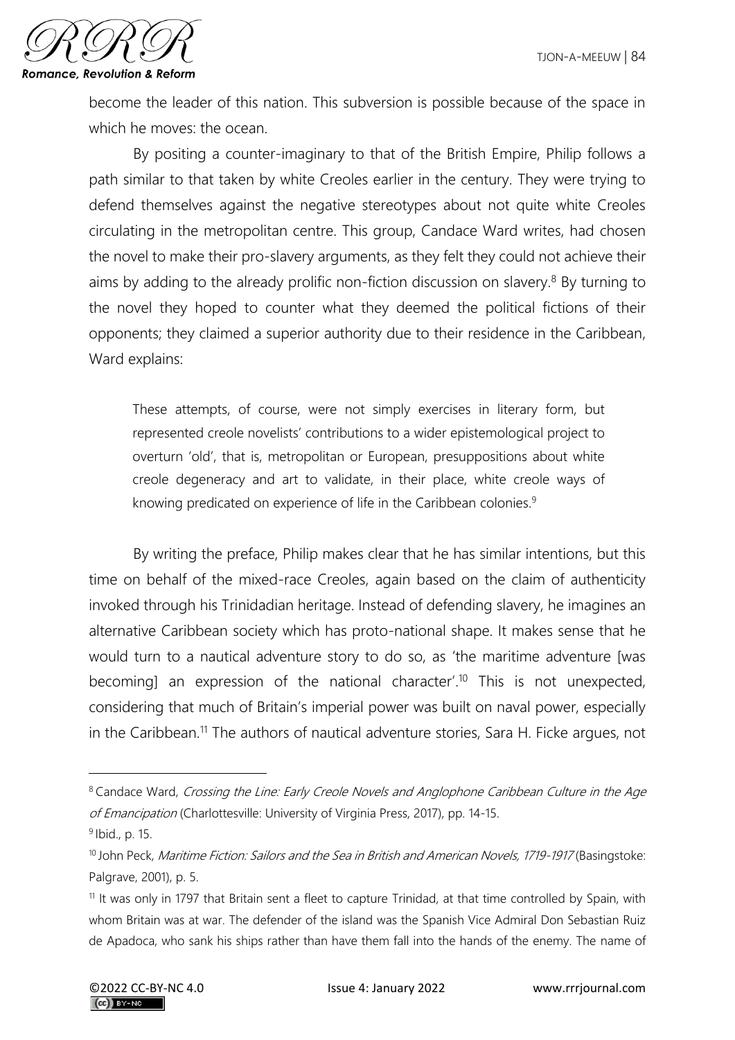become the leader of this nation. This subversion is possible because of the space in which he moves: the ocean.

By positing a counter-imaginary to that of the British Empire, Philip follows a path similar to that taken by white Creoles earlier in the century. They were trying to defend themselves against the negative stereotypes about not quite white Creoles circulating in the metropolitan centre. This group, Candace Ward writes, had chosen the novel to make their pro-slavery arguments, as they felt they could not achieve their aims by adding to the already prolific non-fiction discussion on slavery.[8] By turning to the novel they hoped to counter what they deemed the political fictions of their opponents; they claimed a superior authority due to their residence in the Caribbean, Ward explains:

> These attempts, of course, were not simply exercises in literary form, but represented creole novelists' contributions to a wider epistemological project to overturn 'old', that is, metropolitan or European, presuppositions about white creole degeneracy and art to validate, in their place, white creole ways of knowing predicated on experience of life in the Caribbean colonies.[9]

By writing the preface, Philip makes clear that he has similar intentions, but this time on behalf of the mixed-race Creoles, again based on the claim of authenticity invoked through his Trinidadian heritage. Instead of defending slavery, he imagines an alternative Caribbean society which has proto-national shape. It makes sense that he would turn to a nautical adventure story to do so, as 'the maritime adventure [was becoming] an expression of the national character'.[10] This is not unexpected, considering that much of Britain's imperial power was built on naval power, especially in the Caribbean.[11] The authors of nautical adventure stories, Sara H. Ficke argues, not

---

[8] Candace Ward, *Crossing the Line: Early Creole Novels and Anglophone Caribbean Culture in the Age of Emancipation* (Charlottesville: University of Virginia Press, 2017), pp. 14-15.

[9] Ibid., p. 15.

[10] John Peck, *Maritime Fiction: Sailors and the Sea in British and American Novels, 1719-1917* (Basingstoke: Palgrave, 2001), p. 5.

[11] It was only in 1797 that Britain sent a fleet to capture Trinidad, at that time controlled by Spain, with whom Britain was at war. The defender of the island was the Spanish Vice Admiral Don Sebastian Ruiz de Apadoca, who sank his ships rather than have them fall into the hands of the enemy. The name of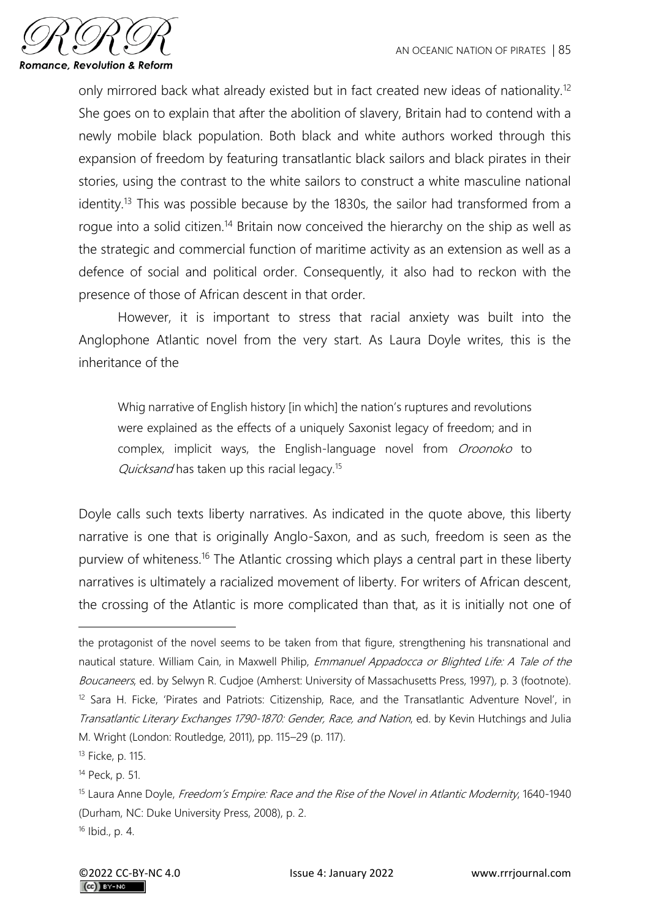only mirrored back what already existed but in fact created new ideas of nationality.[12] She goes on to explain that after the abolition of slavery, Britain had to contend with a newly mobile black population. Both black and white authors worked through this expansion of freedom by featuring transatlantic black sailors and black pirates in their stories, using the contrast to the white sailors to construct a white masculine national identity.[13] This was possible because by the 1830s, the sailor had transformed from a rogue into a solid citizen.[14] Britain now conceived the hierarchy on the ship as well as the strategic and commercial function of maritime activity as an extension as well as a defence of social and political order. Consequently, it also had to reckon with the presence of those of African descent in that order.

However, it is important to stress that racial anxiety was built into the Anglophone Atlantic novel from the very start. As Laura Doyle writes, this is the inheritance of the

> Whig narrative of English history [in which] the nation's ruptures and revolutions were explained as the effects of a uniquely Saxonist legacy of freedom; and in complex, implicit ways, the English-language novel from *Oroonoko* to *Quicksand* has taken up this racial legacy.[15]

Doyle calls such texts liberty narratives. As indicated in the quote above, this liberty narrative is one that is originally Anglo-Saxon, and as such, freedom is seen as the purview of whiteness.[16] The Atlantic crossing which plays a central part in these liberty narratives is ultimately a racialized movement of liberty. For writers of African descent, the crossing of the Atlantic is more complicated than that, as it is initially not one of

---

the protagonist of the novel seems to be taken from that figure, strengthening his transnational and nautical stature. William Cain, in Maxwell Philip, *Emmanuel Appadocca or Blighted Life: A Tale of the Boucaneers*, ed. by Selwyn R. Cudjoe (Amherst: University of Massachusetts Press, 1997), p. 3 (footnote).

[12] Sara H. Ficke, 'Pirates and Patriots: Citizenship, Race, and the Transatlantic Adventure Novel', in *Transatlantic Literary Exchanges 1790-1870: Gender, Race, and Nation*, ed. by Kevin Hutchings and Julia M. Wright (London: Routledge, 2011), pp. 115–29 (p. 117).

[13] Ficke, p. 115.

[14] Peck, p. 51.

[15] Laura Anne Doyle, *Freedom's Empire: Race and the Rise of the Novel in Atlantic Modernity*, 1640-1940 (Durham, NC: Duke University Press, 2008), p. 2.

[16] Ibid., p. 4.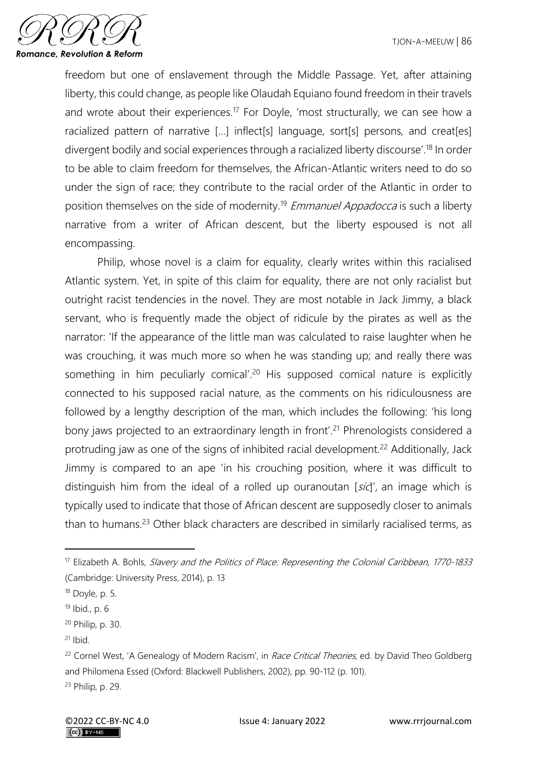freedom but one of enslavement through the Middle Passage. Yet, after attaining liberty, this could change, as people like Olaudah Equiano found freedom in their travels and wrote about their experiences.[17] For Doyle, 'most structurally, we can see how a racialized pattern of narrative [...] inflect[s] language, sort[s] persons, and creat[es] divergent bodily and social experiences through a racialized liberty discourse'.[18] In order to be able to claim freedom for themselves, the African-Atlantic writers need to do so under the sign of race; they contribute to the racial order of the Atlantic in order to position themselves on the side of modernity.[19] *Emmanuel Appadocca* is such a liberty narrative from a writer of African descent, but the liberty espoused is not all encompassing.

Philip, whose novel is a claim for equality, clearly writes within this racialised Atlantic system. Yet, in spite of this claim for equality, there are not only racialist but outright racist tendencies in the novel. They are most notable in Jack Jimmy, a black servant, who is frequently made the object of ridicule by the pirates as well as the narrator: 'If the appearance of the little man was calculated to raise laughter when he was crouching, it was much more so when he was standing up; and really there was something in him peculiarly comical'.[20] His supposed comical nature is explicitly connected to his supposed racial nature, as the comments on his ridiculousness are followed by a lengthy description of the man, which includes the following: 'his long bony jaws projected to an extraordinary length in front'.[21] Phrenologists considered a protruding jaw as one of the signs of inhibited racial development.[22] Additionally, Jack Jimmy is compared to an ape 'in his crouching position, where it was difficult to distinguish him from the ideal of a rolled up ouranoutan [*sic*]', an image which is typically used to indicate that those of African descent are supposedly closer to animals than to humans.[23] Other black characters are described in similarly racialised terms, as

---

[17] Elizabeth A. Bohls, *Slavery and the Politics of Place: Representing the Colonial Caribbean, 1770-1833* (Cambridge: University Press, 2014), p. 13

[18] Doyle, p. 5.

[19] Ibid., p. 6

[20] Philip, p. 30.

[21] Ibid.

[22] Cornel West, 'A Genealogy of Modern Racism', in *Race Critical Theories*, ed. by David Theo Goldberg and Philomena Essed (Oxford: Blackwell Publishers, 2002), pp. 90-112 (p. 101).

[23] Philip, p. 29.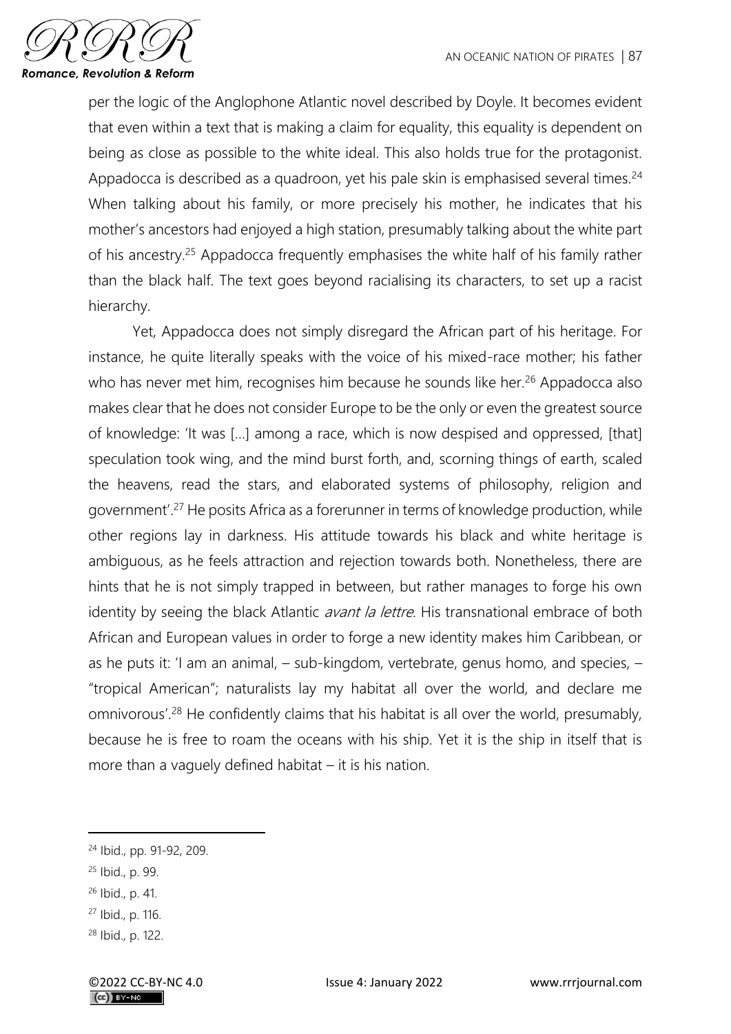per the logic of the Anglophone Atlantic novel described by Doyle. It becomes evident that even within a text that is making a claim for equality, this equality is dependent on being as close as possible to the white ideal. This also holds true for the protagonist. Appadocca is described as a quadroon, yet his pale skin is emphasised several times.[24] When talking about his family, or more precisely his mother, he indicates that his mother's ancestors had enjoyed a high station, presumably talking about the white part of his ancestry.[25] Appadocca frequently emphasises the white half of his family rather than the black half. The text goes beyond racialising its characters, to set up a racist hierarchy.

Yet, Appadocca does not simply disregard the African part of his heritage. For instance, he quite literally speaks with the voice of his mixed-race mother; his father who has never met him, recognises him because he sounds like her.[26] Appadocca also makes clear that he does not consider Europe to be the only or even the greatest source of knowledge: 'It was [...] among a race, which is now despised and oppressed, [that] speculation took wing, and the mind burst forth, and, scorning things of earth, scaled the heavens, read the stars, and elaborated systems of philosophy, religion and government'.[27] He posits Africa as a forerunner in terms of knowledge production, while other regions lay in darkness. His attitude towards his black and white heritage is ambiguous, as he feels attraction and rejection towards both. Nonetheless, there are hints that he is not simply trapped in between, but rather manages to forge his own identity by seeing the black Atlantic *avant la lettre*. His transnational embrace of both African and European values in order to forge a new identity makes him Caribbean, or as he puts it: 'I am an animal, – sub-kingdom, vertebrate, genus homo, and species, – "tropical American"; naturalists lay my habitat all over the world, and declare me omnivorous'.[28] He confidently claims that his habitat is all over the world, presumably, because he is free to roam the oceans with his ship. Yet it is the ship in itself that is more than a vaguely defined habitat – it is his nation.

---

[24] Ibid., pp. 91-92, 209.

[25] Ibid., p. 99.

[26] Ibid., p. 41.

[27] Ibid., p. 116.

[28] Ibid., p. 122.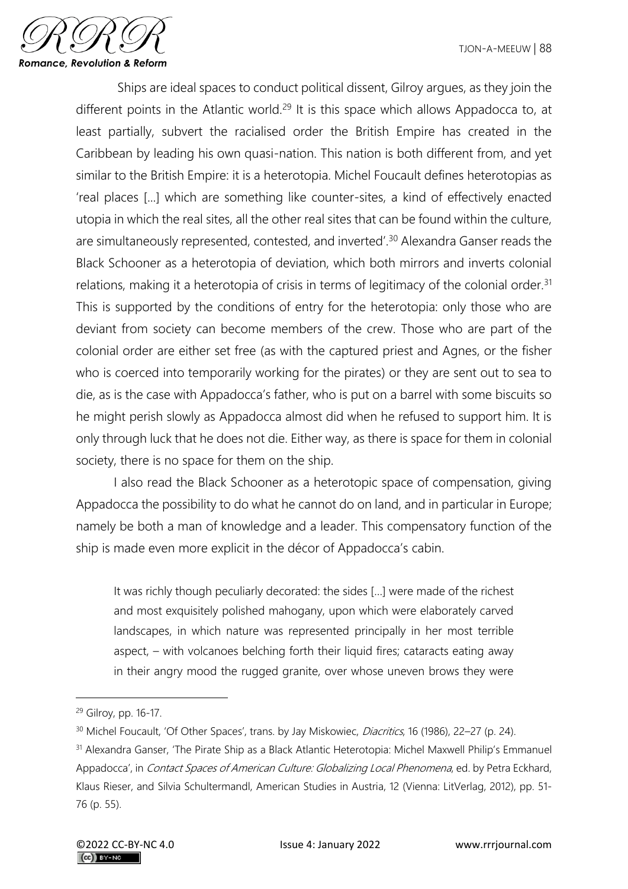Ships are ideal spaces to conduct political dissent, Gilroy argues, as they join the different points in the Atlantic world.[29] It is this space which allows Appadocca to, at least partially, subvert the racialised order the British Empire has created in the Caribbean by leading his own quasi-nation. This nation is both different from, and yet similar to the British Empire: it is a heterotopia. Michel Foucault defines heterotopias as 'real places […] which are something like counter-sites, a kind of effectively enacted utopia in which the real sites, all the other real sites that can be found within the culture, are simultaneously represented, contested, and inverted'.[30] Alexandra Ganser reads the Black Schooner as a heterotopia of deviation, which both mirrors and inverts colonial relations, making it a heterotopia of crisis in terms of legitimacy of the colonial order.[31] This is supported by the conditions of entry for the heterotopia: only those who are deviant from society can become members of the crew. Those who are part of the colonial order are either set free (as with the captured priest and Agnes, or the fisher who is coerced into temporarily working for the pirates) or they are sent out to sea to die, as is the case with Appadocca's father, who is put on a barrel with some biscuits so he might perish slowly as Appadocca almost did when he refused to support him. It is only through luck that he does not die. Either way, as there is space for them in colonial society, there is no space for them on the ship.

I also read the Black Schooner as a heterotopic space of compensation, giving Appadocca the possibility to do what he cannot do on land, and in particular in Europe; namely be both a man of knowledge and a leader. This compensatory function of the ship is made even more explicit in the décor of Appadocca's cabin.

> It was richly though peculiarly decorated: the sides […] were made of the richest and most exquisitely polished mahogany, upon which were elaborately carved landscapes, in which nature was represented principally in her most terrible aspect, – with volcanoes belching forth their liquid fires; cataracts eating away in their angry mood the rugged granite, over whose uneven brows they were

---

[29] Gilroy, pp. 16-17.

[30] Michel Foucault, 'Of Other Spaces', trans. by Jay Miskowiec, *Diacritics*, 16 (1986), 22–27 (p. 24).

[31] Alexandra Ganser, 'The Pirate Ship as a Black Atlantic Heterotopia: Michel Maxwell Philip's Emmanuel Appadocca', in *Contact Spaces of American Culture: Globalizing Local Phenomena*, ed. by Petra Eckhard, Klaus Rieser, and Silvia Schultermandl, American Studies in Austria, 12 (Vienna: LitVerlag, 2012), pp. 51-76 (p. 55).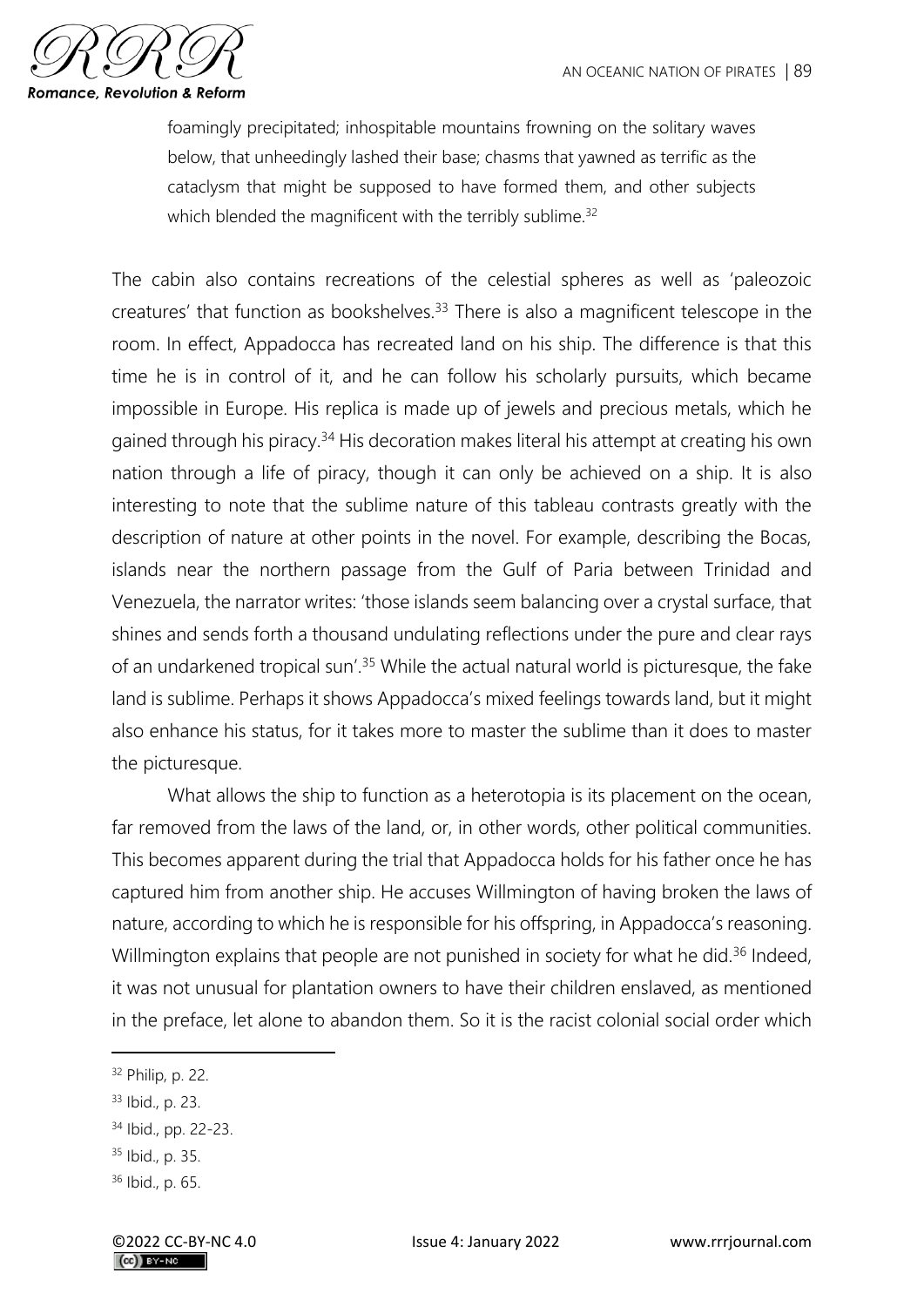> foamingly precipitated; inhospitable mountains frowning on the solitary waves below, that unheedingly lashed their base; chasms that yawned as terrific as the cataclysm that might be supposed to have formed them, and other subjects which blended the magnificent with the terribly sublime.[32]

The cabin also contains recreations of the celestial spheres as well as 'paleozoic creatures' that function as bookshelves.[33] There is also a magnificent telescope in the room. In effect, Appadocca has recreated land on his ship. The difference is that this time he is in control of it, and he can follow his scholarly pursuits, which became impossible in Europe. His replica is made up of jewels and precious metals, which he gained through his piracy.[34] His decoration makes literal his attempt at creating his own nation through a life of piracy, though it can only be achieved on a ship. It is also interesting to note that the sublime nature of this tableau contrasts greatly with the description of nature at other points in the novel. For example, describing the Bocas, islands near the northern passage from the Gulf of Paria between Trinidad and Venezuela, the narrator writes: 'those islands seem balancing over a crystal surface, that shines and sends forth a thousand undulating reflections under the pure and clear rays of an undarkened tropical sun'.[35] While the actual natural world is picturesque, the fake land is sublime. Perhaps it shows Appadocca's mixed feelings towards land, but it might also enhance his status, for it takes more to master the sublime than it does to master the picturesque.

What allows the ship to function as a heterotopia is its placement on the ocean, far removed from the laws of the land, or, in other words, other political communities. This becomes apparent during the trial that Appadocca holds for his father once he has captured him from another ship. He accuses Willmington of having broken the laws of nature, according to which he is responsible for his offspring, in Appadocca's reasoning. Willmington explains that people are not punished in society for what he did.[36] Indeed, it was not unusual for plantation owners to have their children enslaved, as mentioned in the preface, let alone to abandon them. So it is the racist colonial social order which

---

[32] Philip, p. 22.

[33] Ibid., p. 23.

[34] Ibid., pp. 22-23.

[35] Ibid., p. 35.

[36] Ibid., p. 65.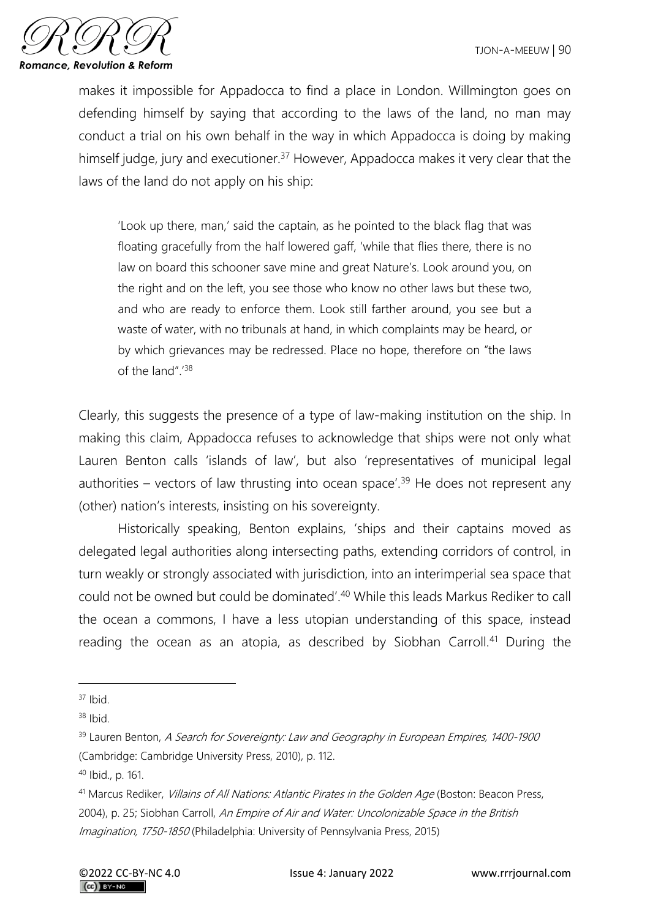makes it impossible for Appadocca to find a place in London. Willmington goes on defending himself by saying that according to the laws of the land, no man may conduct a trial on his own behalf in the way in which Appadocca is doing by making himself judge, jury and executioner.[37] However, Appadocca makes it very clear that the laws of the land do not apply on his ship:

> 'Look up there, man,' said the captain, as he pointed to the black flag that was floating gracefully from the half lowered gaff, 'while that flies there, there is no law on board this schooner save mine and great Nature's. Look around you, on the right and on the left, you see those who know no other laws but these two, and who are ready to enforce them. Look still farther around, you see but a waste of water, with no tribunals at hand, in which complaints may be heard, or by which grievances may be redressed. Place no hope, therefore on "the laws of the land".'[38]

Clearly, this suggests the presence of a type of law-making institution on the ship. In making this claim, Appadocca refuses to acknowledge that ships were not only what Lauren Benton calls 'islands of law', but also 'representatives of municipal legal authorities – vectors of law thrusting into ocean space'.[39] He does not represent any (other) nation's interests, insisting on his sovereignty.

Historically speaking, Benton explains, 'ships and their captains moved as delegated legal authorities along intersecting paths, extending corridors of control, in turn weakly or strongly associated with jurisdiction, into an interimperial sea space that could not be owned but could be dominated'.[40] While this leads Markus Rediker to call the ocean a commons, I have a less utopian understanding of this space, instead reading the ocean as an atopia, as described by Siobhan Carroll.[41] During the

---

[37] Ibid.

[38] Ibid.

[39] Lauren Benton, *A Search for Sovereignty: Law and Geography in European Empires, 1400-1900* (Cambridge: Cambridge University Press, 2010), p. 112.

[40] Ibid., p. 161.

[41] Marcus Rediker, *Villains of All Nations: Atlantic Pirates in the Golden Age* (Boston: Beacon Press, 2004), p. 25; Siobhan Carroll, *An Empire of Air and Water: Uncolonizable Space in the British Imagination, 1750-1850* (Philadelphia: University of Pennsylvania Press, 2015)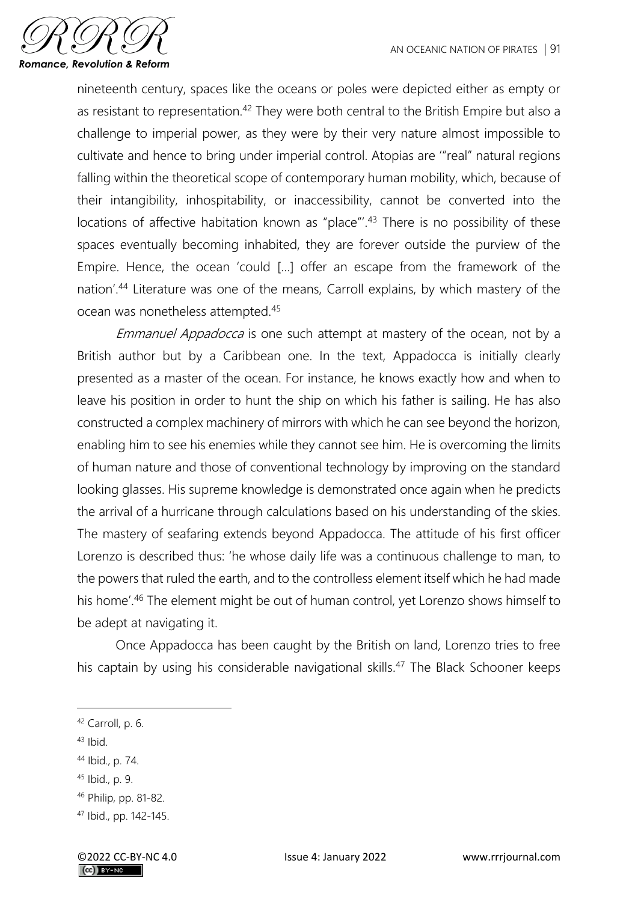nineteenth century, spaces like the oceans or poles were depicted either as empty or as resistant to representation.[42] They were both central to the British Empire but also a challenge to imperial power, as they were by their very nature almost impossible to cultivate and hence to bring under imperial control. Atopias are '"real" natural regions falling within the theoretical scope of contemporary human mobility, which, because of their intangibility, inhospitability, or inaccessibility, cannot be converted into the locations of affective habitation known as "place"'.[43] There is no possibility of these spaces eventually becoming inhabited, they are forever outside the purview of the Empire. Hence, the ocean 'could […] offer an escape from the framework of the nation'.[44] Literature was one of the means, Carroll explains, by which mastery of the ocean was nonetheless attempted.[45]

*Emmanuel Appadocca* is one such attempt at mastery of the ocean, not by a British author but by a Caribbean one. In the text, Appadocca is initially clearly presented as a master of the ocean. For instance, he knows exactly how and when to leave his position in order to hunt the ship on which his father is sailing. He has also constructed a complex machinery of mirrors with which he can see beyond the horizon, enabling him to see his enemies while they cannot see him. He is overcoming the limits of human nature and those of conventional technology by improving on the standard looking glasses. His supreme knowledge is demonstrated once again when he predicts the arrival of a hurricane through calculations based on his understanding of the skies. The mastery of seafaring extends beyond Appadocca. The attitude of his first officer Lorenzo is described thus: 'he whose daily life was a continuous challenge to man, to the powers that ruled the earth, and to the controlless element itself which he had made his home'.[46] The element might be out of human control, yet Lorenzo shows himself to be adept at navigating it.

Once Appadocca has been caught by the British on land, Lorenzo tries to free his captain by using his considerable navigational skills.[47] The Black Schooner keeps

---

[42] Carroll, p. 6.

[43] Ibid.

[44] Ibid., p. 74.

[45] Ibid., p. 9.

[46] Philip, pp. 81-82.

[47] Ibid., pp. 142-145.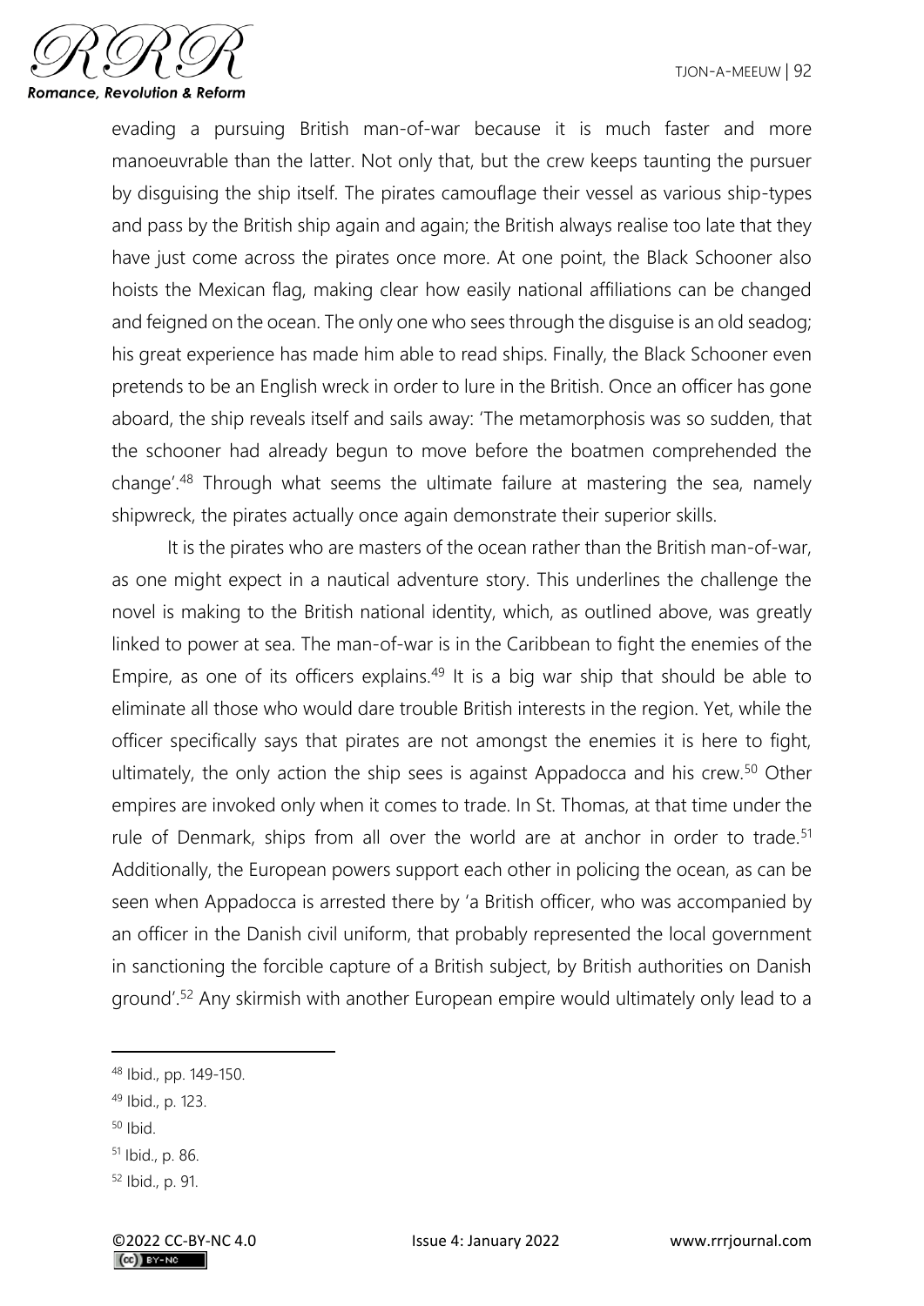evading a pursuing British man-of-war because it is much faster and more manoeuvrable than the latter. Not only that, but the crew keeps taunting the pursuer by disguising the ship itself. The pirates camouflage their vessel as various ship-types and pass by the British ship again and again; the British always realise too late that they have just come across the pirates once more. At one point, the Black Schooner also hoists the Mexican flag, making clear how easily national affiliations can be changed and feigned on the ocean. The only one who sees through the disguise is an old seadog; his great experience has made him able to read ships. Finally, the Black Schooner even pretends to be an English wreck in order to lure in the British. Once an officer has gone aboard, the ship reveals itself and sails away: 'The metamorphosis was so sudden, that the schooner had already begun to move before the boatmen comprehended the change'.[48] Through what seems the ultimate failure at mastering the sea, namely shipwreck, the pirates actually once again demonstrate their superior skills.

It is the pirates who are masters of the ocean rather than the British man-of-war, as one might expect in a nautical adventure story. This underlines the challenge the novel is making to the British national identity, which, as outlined above, was greatly linked to power at sea. The man-of-war is in the Caribbean to fight the enemies of the Empire, as one of its officers explains.[49] It is a big war ship that should be able to eliminate all those who would dare trouble British interests in the region. Yet, while the officer specifically says that pirates are not amongst the enemies it is here to fight, ultimately, the only action the ship sees is against Appadocca and his crew.[50] Other empires are invoked only when it comes to trade. In St. Thomas, at that time under the rule of Denmark, ships from all over the world are at anchor in order to trade.[51] Additionally, the European powers support each other in policing the ocean, as can be seen when Appadocca is arrested there by 'a British officer, who was accompanied by an officer in the Danish civil uniform, that probably represented the local government in sanctioning the forcible capture of a British subject, by British authorities on Danish ground'.[52] Any skirmish with another European empire would ultimately only lead to a

---

[48] Ibid., pp. 149-150.

[49] Ibid., p. 123.

[50] Ibid.

[51] Ibid., p. 86.

[52] Ibid., p. 91.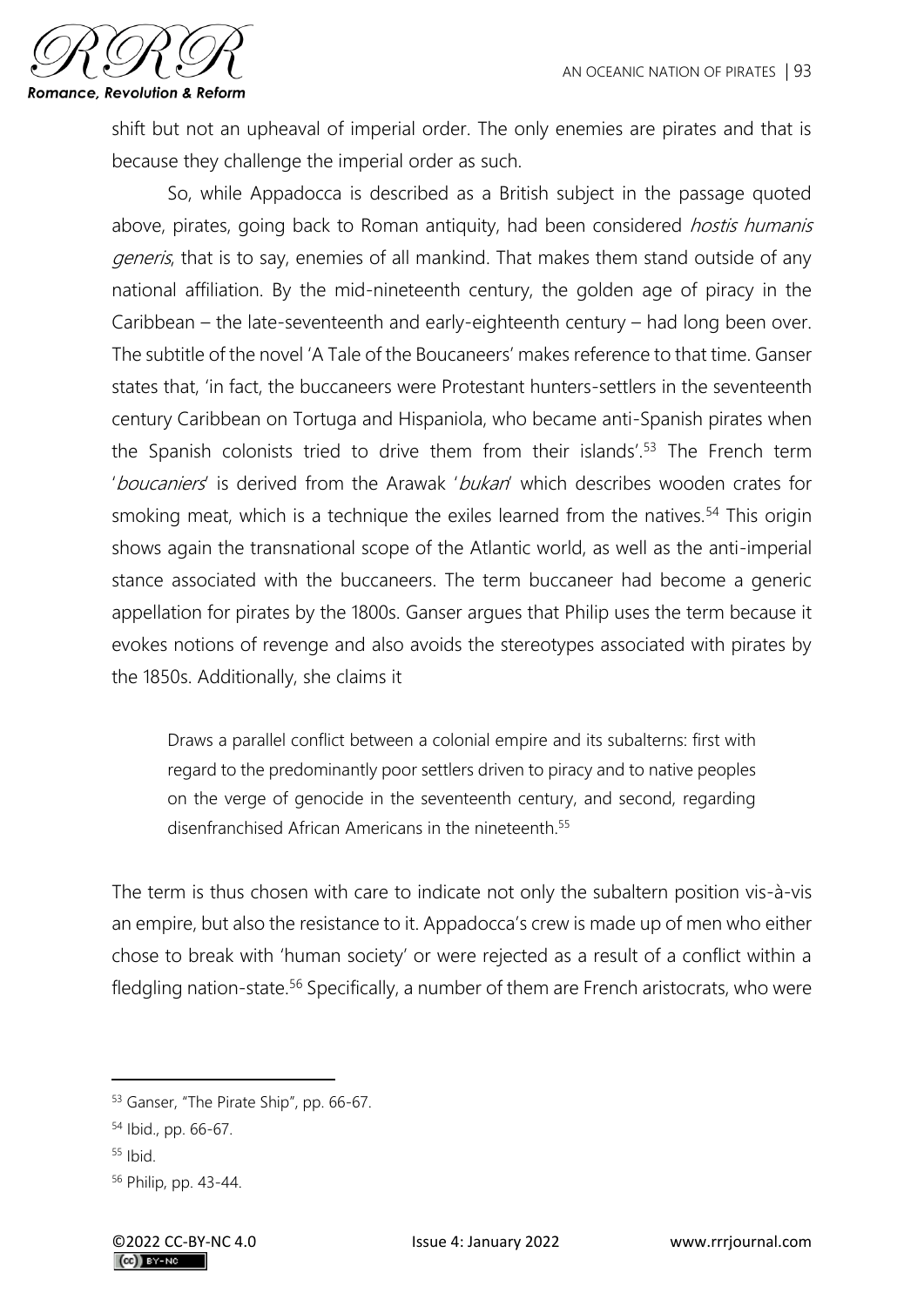shift but not an upheaval of imperial order. The only enemies are pirates and that is because they challenge the imperial order as such.

So, while Appadocca is described as a British subject in the passage quoted above, pirates, going back to Roman antiquity, had been considered *hostis humanis generis*, that is to say, enemies of all mankind. That makes them stand outside of any national affiliation. By the mid-nineteenth century, the golden age of piracy in the Caribbean – the late-seventeenth and early-eighteenth century – had long been over. The subtitle of the novel 'A Tale of the Boucaneers' makes reference to that time. Ganser states that, 'in fact, the buccaneers were Protestant hunters-settlers in the seventeenth century Caribbean on Tortuga and Hispaniola, who became anti-Spanish pirates when the Spanish colonists tried to drive them from their islands'.[53] The French term '*boucaniers*' is derived from the Arawak '*bukan*' which describes wooden crates for smoking meat, which is a technique the exiles learned from the natives.[54] This origin shows again the transnational scope of the Atlantic world, as well as the anti-imperial stance associated with the buccaneers. The term buccaneer had become a generic appellation for pirates by the 1800s. Ganser argues that Philip uses the term because it evokes notions of revenge and also avoids the stereotypes associated with pirates by the 1850s. Additionally, she claims it

> Draws a parallel conflict between a colonial empire and its subalterns: first with regard to the predominantly poor settlers driven to piracy and to native peoples on the verge of genocide in the seventeenth century, and second, regarding disenfranchised African Americans in the nineteenth.[55]

The term is thus chosen with care to indicate not only the subaltern position vis-à-vis an empire, but also the resistance to it. Appadocca's crew is made up of men who either chose to break with 'human society' or were rejected as a result of a conflict within a fledgling nation-state.[56] Specifically, a number of them are French aristocrats, who were

---

[53] Ganser, "The Pirate Ship", pp. 66-67.

[54] Ibid., pp. 66-67.

[55] Ibid.

[56] Philip, pp. 43-44.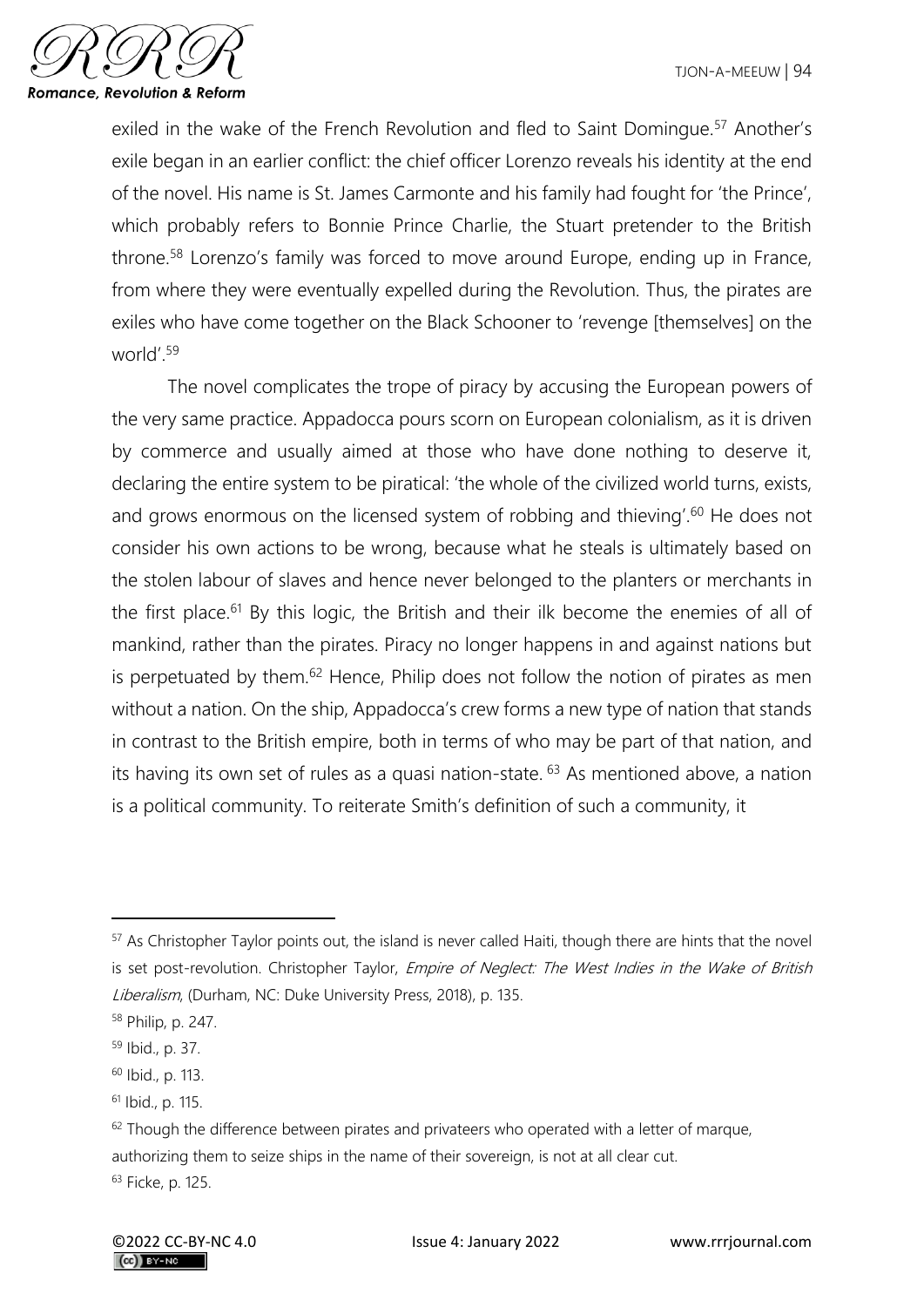exiled in the wake of the French Revolution and fled to Saint Domingue.[57] Another's exile began in an earlier conflict: the chief officer Lorenzo reveals his identity at the end of the novel. His name is St. James Carmonte and his family had fought for 'the Prince', which probably refers to Bonnie Prince Charlie, the Stuart pretender to the British throne.[58] Lorenzo's family was forced to move around Europe, ending up in France, from where they were eventually expelled during the Revolution. Thus, the pirates are exiles who have come together on the Black Schooner to 'revenge [themselves] on the world'.[59]

The novel complicates the trope of piracy by accusing the European powers of the very same practice. Appadocca pours scorn on European colonialism, as it is driven by commerce and usually aimed at those who have done nothing to deserve it, declaring the entire system to be piratical: 'the whole of the civilized world turns, exists, and grows enormous on the licensed system of robbing and thieving'.[60] He does not consider his own actions to be wrong, because what he steals is ultimately based on the stolen labour of slaves and hence never belonged to the planters or merchants in the first place.[61] By this logic, the British and their ilk become the enemies of all of mankind, rather than the pirates. Piracy no longer happens in and against nations but is perpetuated by them.[62] Hence, Philip does not follow the notion of pirates as men without a nation. On the ship, Appadocca's crew forms a new type of nation that stands in contrast to the British empire, both in terms of who may be part of that nation, and its having its own set of rules as a quasi nation-state.[63] As mentioned above, a nation is a political community. To reiterate Smith's definition of such a community, it

---

[57] As Christopher Taylor points out, the island is never called Haiti, though there are hints that the novel is set post-revolution. Christopher Taylor, *Empire of Neglect: The West Indies in the Wake of British Liberalism*, (Durham, NC: Duke University Press, 2018), p. 135.

[58] Philip, p. 247.

[59] Ibid., p. 37.

[60] Ibid., p. 113.

[61] Ibid., p. 115.

[62] Though the difference between pirates and privateers who operated with a letter of marque, authorizing them to seize ships in the name of their sovereign, is not at all clear cut.

[63] Ficke, p. 125.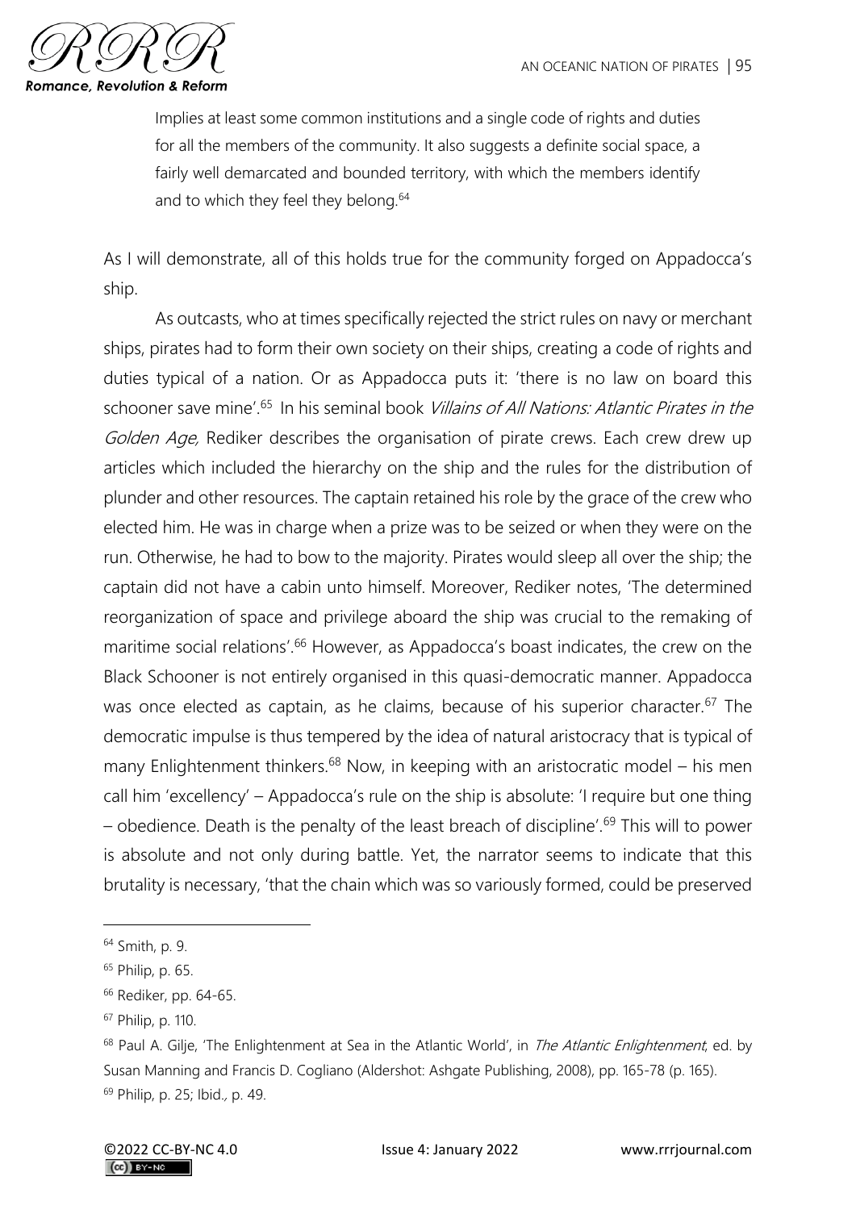> Implies at least some common institutions and a single code of rights and duties for all the members of the community. It also suggests a definite social space, a fairly well demarcated and bounded territory, with which the members identify and to which they feel they belong.[64]

As I will demonstrate, all of this holds true for the community forged on Appadocca's ship.

As outcasts, who at times specifically rejected the strict rules on navy or merchant ships, pirates had to form their own society on their ships, creating a code of rights and duties typical of a nation. Or as Appadocca puts it: 'there is no law on board this schooner save mine'.[65] In his seminal book *Villains of All Nations: Atlantic Pirates in the Golden Age,* Rediker describes the organisation of pirate crews. Each crew drew up articles which included the hierarchy on the ship and the rules for the distribution of plunder and other resources. The captain retained his role by the grace of the crew who elected him. He was in charge when a prize was to be seized or when they were on the run. Otherwise, he had to bow to the majority. Pirates would sleep all over the ship; the captain did not have a cabin unto himself. Moreover, Rediker notes, 'The determined reorganization of space and privilege aboard the ship was crucial to the remaking of maritime social relations'.[66] However, as Appadocca's boast indicates, the crew on the Black Schooner is not entirely organised in this quasi-democratic manner. Appadocca was once elected as captain, as he claims, because of his superior character.[67] The democratic impulse is thus tempered by the idea of natural aristocracy that is typical of many Enlightenment thinkers.[68] Now, in keeping with an aristocratic model – his men call him 'excellency' – Appadocca's rule on the ship is absolute: 'I require but one thing – obedience. Death is the penalty of the least breach of discipline'.[69] This will to power is absolute and not only during battle. Yet, the narrator seems to indicate that this brutality is necessary, 'that the chain which was so variously formed, could be preserved

---

[64] Smith, p. 9.

[65] Philip, p. 65.

[66] Rediker, pp. 64-65.

[67] Philip, p. 110.

[68] Paul A. Gilje, 'The Enlightenment at Sea in the Atlantic World', in *The Atlantic Enlightenment*, ed. by Susan Manning and Francis D. Cogliano (Aldershot: Ashgate Publishing, 2008), pp. 165-78 (p. 165).

[69] Philip, p. 25; Ibid., p. 49.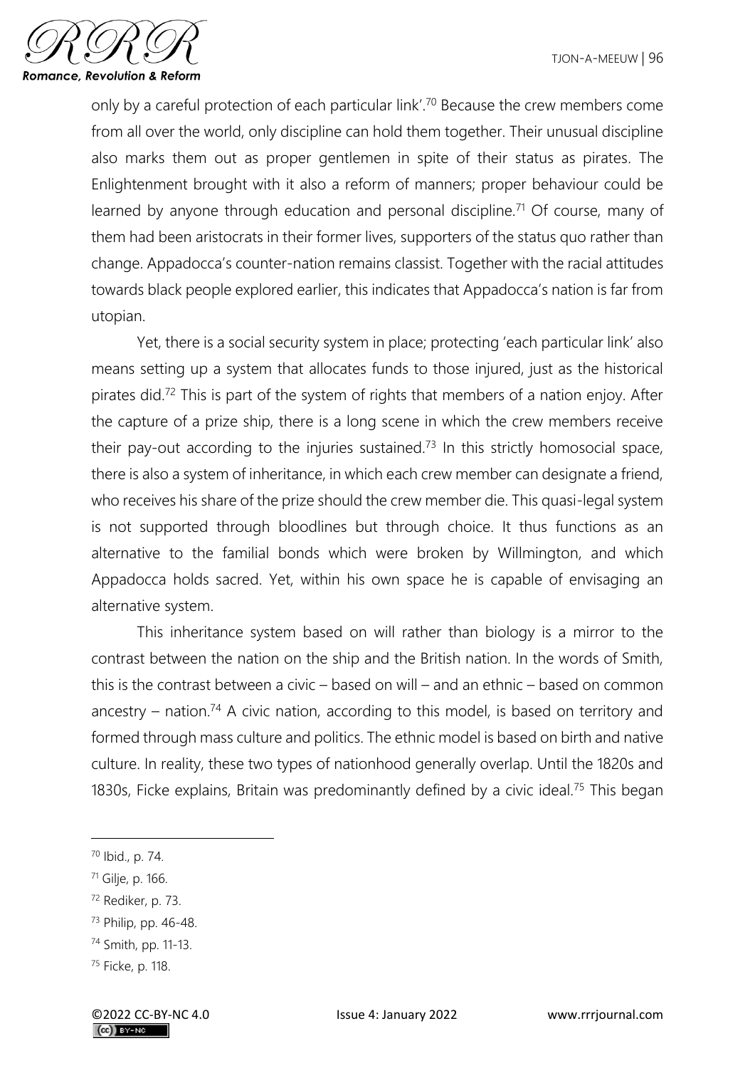only by a careful protection of each particular link'.[70] Because the crew members come from all over the world, only discipline can hold them together. Their unusual discipline also marks them out as proper gentlemen in spite of their status as pirates. The Enlightenment brought with it also a reform of manners; proper behaviour could be learned by anyone through education and personal discipline.[71] Of course, many of them had been aristocrats in their former lives, supporters of the status quo rather than change. Appadocca's counter-nation remains classist. Together with the racial attitudes towards black people explored earlier, this indicates that Appadocca's nation is far from utopian.

Yet, there is a social security system in place; protecting 'each particular link' also means setting up a system that allocates funds to those injured, just as the historical pirates did.[72] This is part of the system of rights that members of a nation enjoy. After the capture of a prize ship, there is a long scene in which the crew members receive their pay-out according to the injuries sustained.[73] In this strictly homosocial space, there is also a system of inheritance, in which each crew member can designate a friend, who receives his share of the prize should the crew member die. This quasi-legal system is not supported through bloodlines but through choice. It thus functions as an alternative to the familial bonds which were broken by Willmington, and which Appadocca holds sacred. Yet, within his own space he is capable of envisaging an alternative system.

This inheritance system based on will rather than biology is a mirror to the contrast between the nation on the ship and the British nation. In the words of Smith, this is the contrast between a civic – based on will – and an ethnic – based on common ancestry – nation.[74] A civic nation, according to this model, is based on territory and formed through mass culture and politics. The ethnic model is based on birth and native culture. In reality, these two types of nationhood generally overlap. Until the 1820s and 1830s, Ficke explains, Britain was predominantly defined by a civic ideal.[75] This began

---

[70] Ibid., p. 74.

[71] Gilje, p. 166.

[72] Rediker, p. 73.

[73] Philip, pp. 46-48.

[74] Smith, pp. 11-13.

[75] Ficke, p. 118.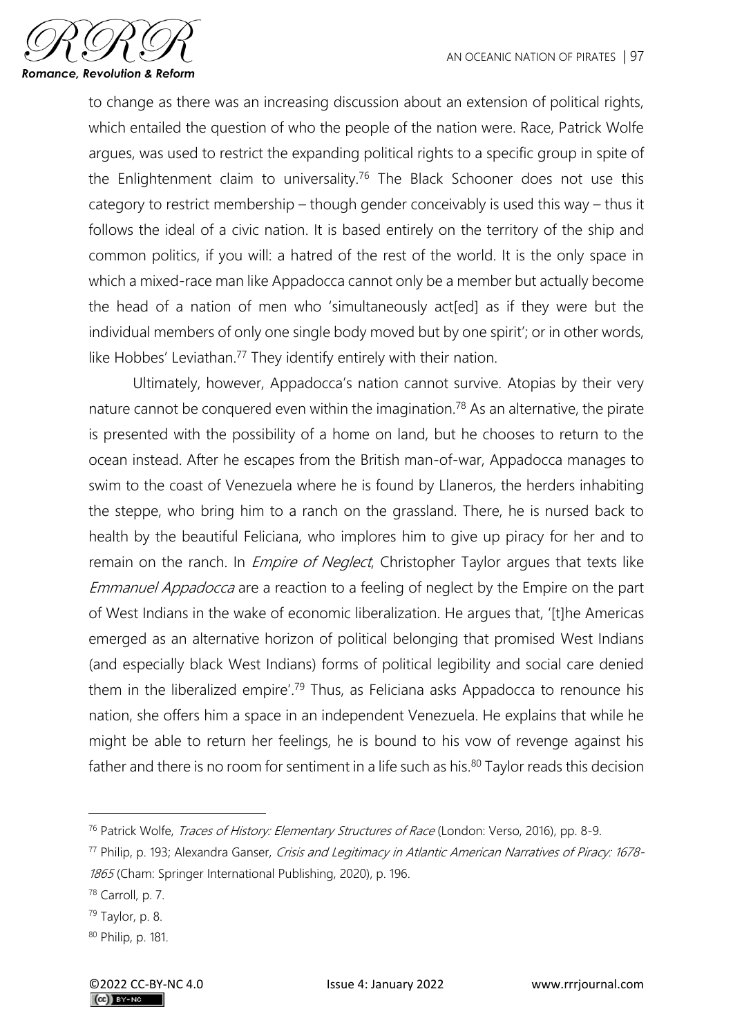to change as there was an increasing discussion about an extension of political rights, which entailed the question of who the people of the nation were. Race, Patrick Wolfe argues, was used to restrict the expanding political rights to a specific group in spite of the Enlightenment claim to universality.[76] The Black Schooner does not use this category to restrict membership – though gender conceivably is used this way – thus it follows the ideal of a civic nation. It is based entirely on the territory of the ship and common politics, if you will: a hatred of the rest of the world. It is the only space in which a mixed-race man like Appadocca cannot only be a member but actually become the head of a nation of men who 'simultaneously act[ed] as if they were but the individual members of only one single body moved but by one spirit'; or in other words, like Hobbes' Leviathan.[77] They identify entirely with their nation.

Ultimately, however, Appadocca's nation cannot survive. Atopias by their very nature cannot be conquered even within the imagination.[78] As an alternative, the pirate is presented with the possibility of a home on land, but he chooses to return to the ocean instead. After he escapes from the British man-of-war, Appadocca manages to swim to the coast of Venezuela where he is found by Llaneros, the herders inhabiting the steppe, who bring him to a ranch on the grassland. There, he is nursed back to health by the beautiful Feliciana, who implores him to give up piracy for her and to remain on the ranch. In *Empire of Neglect*, Christopher Taylor argues that texts like *Emmanuel Appadocca* are a reaction to a feeling of neglect by the Empire on the part of West Indians in the wake of economic liberalization. He argues that, '[t]he Americas emerged as an alternative horizon of political belonging that promised West Indians (and especially black West Indians) forms of political legibility and social care denied them in the liberalized empire'.[79] Thus, as Feliciana asks Appadocca to renounce his nation, she offers him a space in an independent Venezuela. He explains that while he might be able to return her feelings, he is bound to his vow of revenge against his father and there is no room for sentiment in a life such as his.[80] Taylor reads this decision

---

[76] Patrick Wolfe, *Traces of History: Elementary Structures of Race* (London: Verso, 2016), pp. 8-9.

[77] Philip, p. 193; Alexandra Ganser, *Crisis and Legitimacy in Atlantic American Narratives of Piracy: 1678-1865* (Cham: Springer International Publishing, 2020), p. 196.

[78] Carroll, p. 7.

[79] Taylor, p. 8.

[80] Philip, p. 181.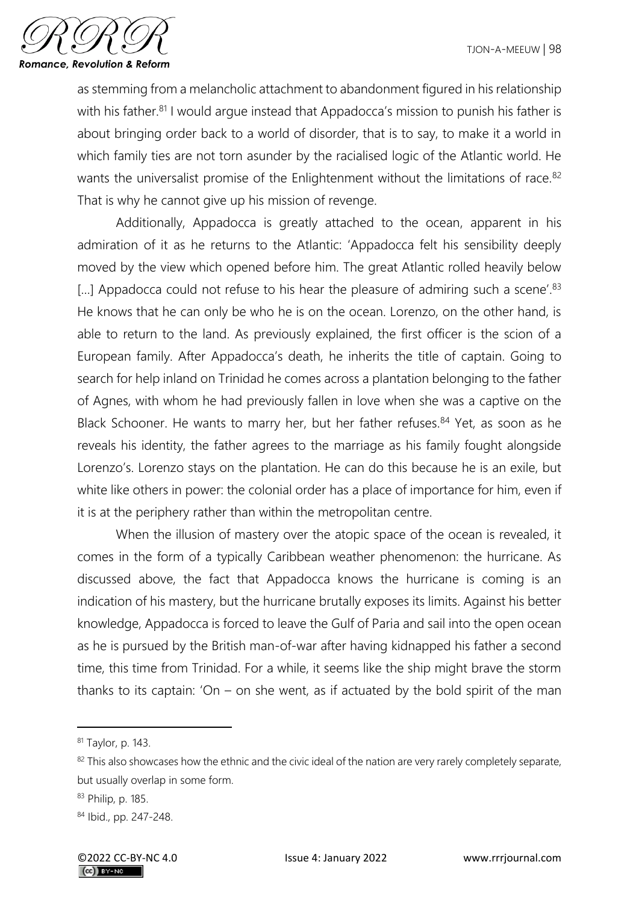as stemming from a melancholic attachment to abandonment figured in his relationship with his father.[81] I would argue instead that Appadocca's mission to punish his father is about bringing order back to a world of disorder, that is to say, to make it a world in which family ties are not torn asunder by the racialised logic of the Atlantic world. He wants the universalist promise of the Enlightenment without the limitations of race.[82] That is why he cannot give up his mission of revenge.

Additionally, Appadocca is greatly attached to the ocean, apparent in his admiration of it as he returns to the Atlantic: 'Appadocca felt his sensibility deeply moved by the view which opened before him. The great Atlantic rolled heavily below [...] Appadocca could not refuse to his hear the pleasure of admiring such a scene'.[83] He knows that he can only be who he is on the ocean. Lorenzo, on the other hand, is able to return to the land. As previously explained, the first officer is the scion of a European family. After Appadocca's death, he inherits the title of captain. Going to search for help inland on Trinidad he comes across a plantation belonging to the father of Agnes, with whom he had previously fallen in love when she was a captive on the Black Schooner. He wants to marry her, but her father refuses.[84] Yet, as soon as he reveals his identity, the father agrees to the marriage as his family fought alongside Lorenzo's. Lorenzo stays on the plantation. He can do this because he is an exile, but white like others in power: the colonial order has a place of importance for him, even if it is at the periphery rather than within the metropolitan centre.

When the illusion of mastery over the atopic space of the ocean is revealed, it comes in the form of a typically Caribbean weather phenomenon: the hurricane. As discussed above, the fact that Appadocca knows the hurricane is coming is an indication of his mastery, but the hurricane brutally exposes its limits. Against his better knowledge, Appadocca is forced to leave the Gulf of Paria and sail into the open ocean as he is pursued by the British man-of-war after having kidnapped his father a second time, this time from Trinidad. For a while, it seems like the ship might brave the storm thanks to its captain: 'On – on she went, as if actuated by the bold spirit of the man

---

[81] Taylor, p. 143.

[82] This also showcases how the ethnic and the civic ideal of the nation are very rarely completely separate, but usually overlap in some form.

[83] Philip, p. 185.

[84] Ibid., pp. 247-248.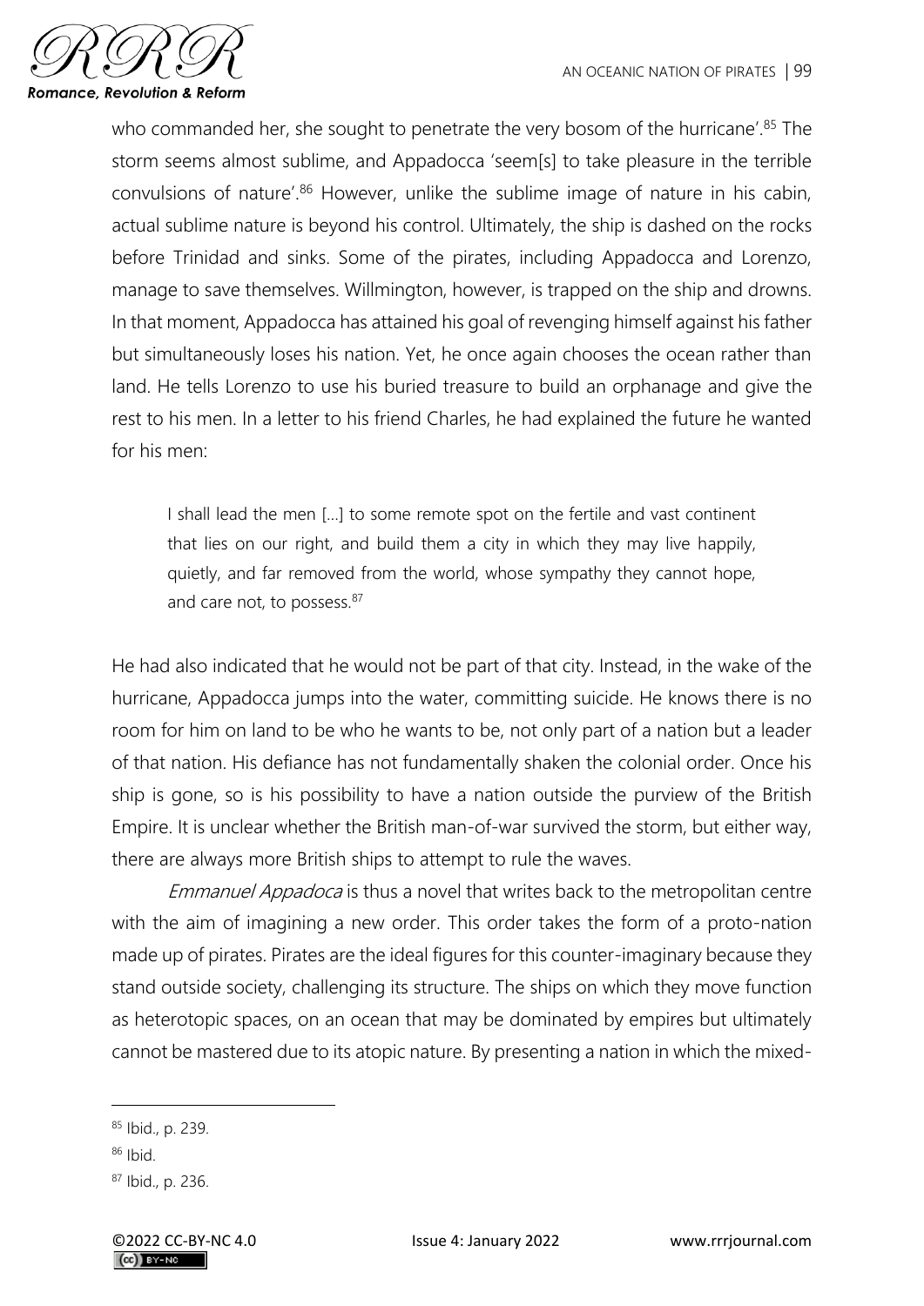who commanded her, she sought to penetrate the very bosom of the hurricane'.[85] The storm seems almost sublime, and Appadocca 'seem[s] to take pleasure in the terrible convulsions of nature'.[86] However, unlike the sublime image of nature in his cabin, actual sublime nature is beyond his control. Ultimately, the ship is dashed on the rocks before Trinidad and sinks. Some of the pirates, including Appadocca and Lorenzo, manage to save themselves. Willmington, however, is trapped on the ship and drowns. In that moment, Appadocca has attained his goal of revenging himself against his father but simultaneously loses his nation. Yet, he once again chooses the ocean rather than land. He tells Lorenzo to use his buried treasure to build an orphanage and give the rest to his men. In a letter to his friend Charles, he had explained the future he wanted for his men:

> I shall lead the men [...] to some remote spot on the fertile and vast continent that lies on our right, and build them a city in which they may live happily, quietly, and far removed from the world, whose sympathy they cannot hope, and care not, to possess.[87]

He had also indicated that he would not be part of that city. Instead, in the wake of the hurricane, Appadocca jumps into the water, committing suicide. He knows there is no room for him on land to be who he wants to be, not only part of a nation but a leader of that nation. His defiance has not fundamentally shaken the colonial order. Once his ship is gone, so is his possibility to have a nation outside the purview of the British Empire. It is unclear whether the British man-of-war survived the storm, but either way, there are always more British ships to attempt to rule the waves.

*Emmanuel Appadoca* is thus a novel that writes back to the metropolitan centre with the aim of imagining a new order. This order takes the form of a proto-nation made up of pirates. Pirates are the ideal figures for this counter-imaginary because they stand outside society, challenging its structure. The ships on which they move function as heterotopic spaces, on an ocean that may be dominated by empires but ultimately cannot be mastered due to its atopic nature. By presenting a nation in which the mixed-

---

[85] Ibid., p. 239.

[86] Ibid.

[87] Ibid., p. 236.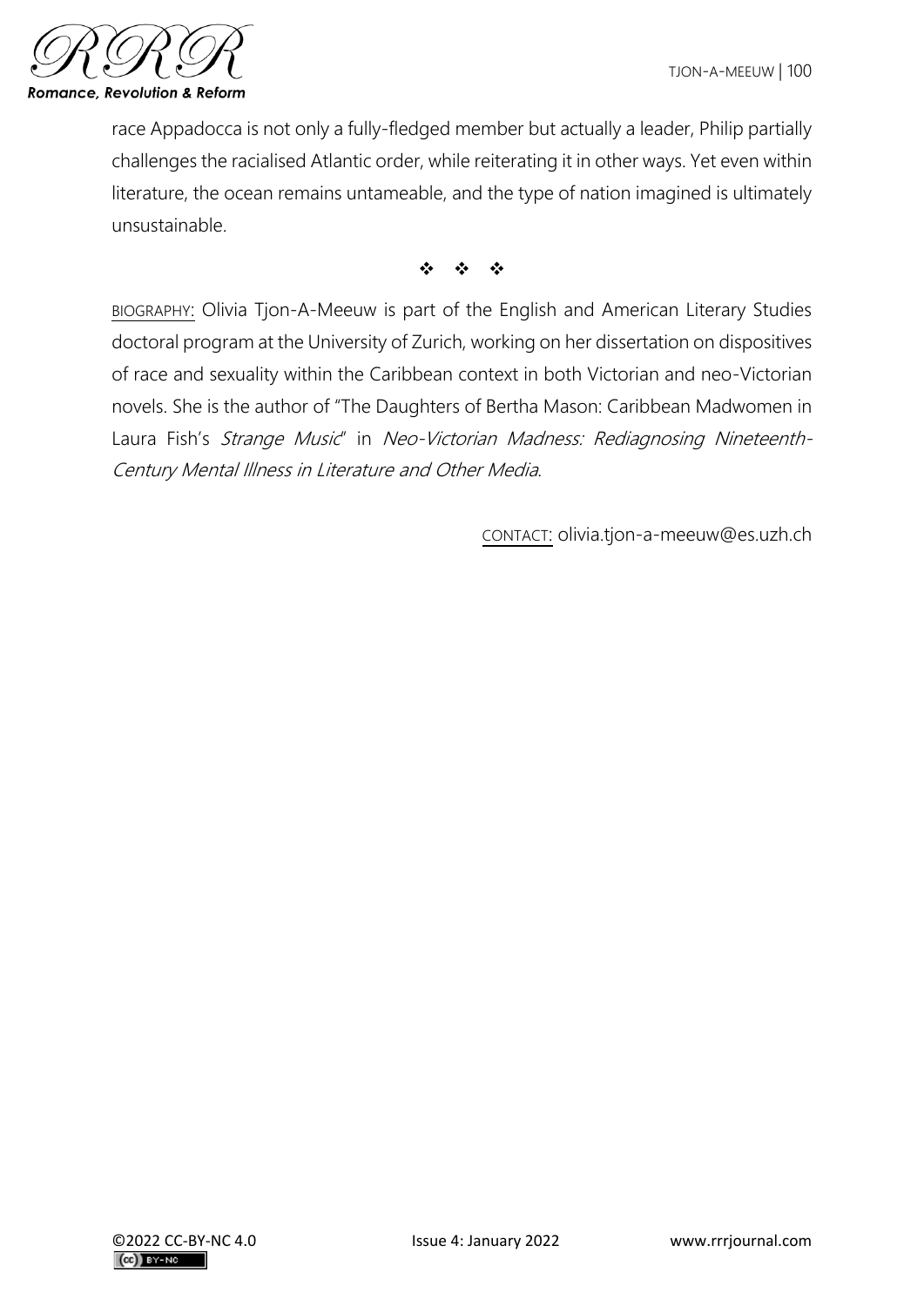race Appadocca is not only a fully-fledged member but actually a leader, Philip partially challenges the racialised Atlantic order, while reiterating it in other ways. Yet even within literature, the ocean remains untameable, and the type of nation imagined is ultimately unsustainable.

❖ ❖ ❖

BIOGRAPHY: Olivia Tjon-A-Meeuw is part of the English and American Literary Studies doctoral program at the University of Zurich, working on her dissertation on dispositives of race and sexuality within the Caribbean context in both Victorian and neo-Victorian novels. She is the author of "The Daughters of Bertha Mason: Caribbean Madwomen in Laura Fish's *Strange Music*" in *Neo-Victorian Madness: Rediagnosing Nineteenth-Century Mental Illness in Literature and Other Media*.

CONTACT: olivia.tjon-a-meeuw@es.uzh.ch